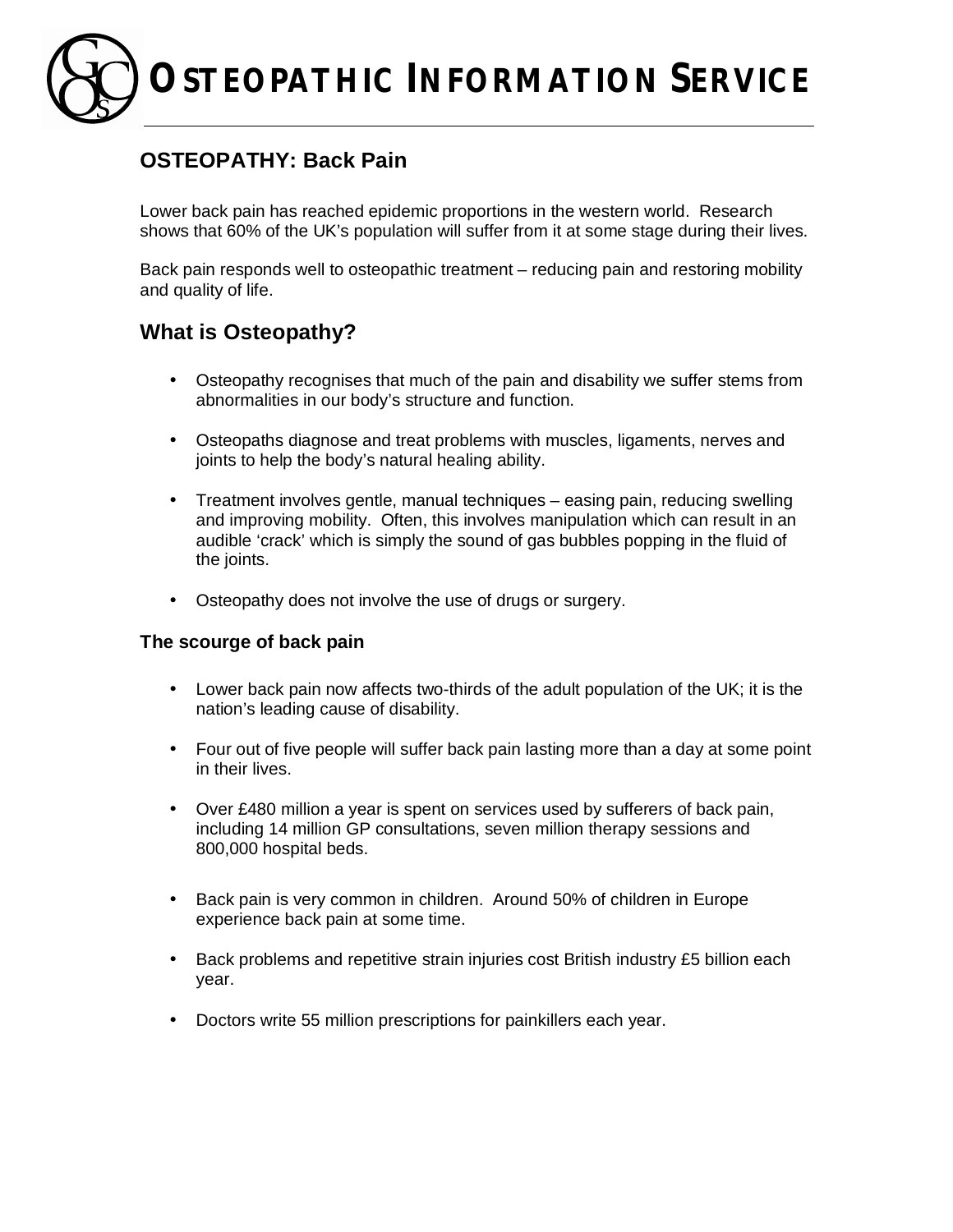# OSTEOPATHIC INFORMATION SERVICE

## OSTEOPATHY: Back Pain

Lower back pain has reached epidemic proportions in the western world. Research shows that 60% of the UK's population will suffer from it at some stage during their lives.

Back pain responds well to osteopathic treatment – reducing pain and restoring mobility and quality of life.

## What is Osteopathy?

- Osteopathy recognises that much of the pain and disability we suffer stems from abnormalities in our body's structure and function.
- Osteopaths diagnose and treat problems with muscles, ligaments, nerves and joints to help the body's natural healing ability.
- Treatment involves gentle, manual techniques – easing pain, reducing swelling and improving mobility. Often, this involves manipulation which can result in an audible 'crack' which is simply the sound of gas bubbles popping in the fluid of the joints.
- Osteopathy does not involve the use of drugs or surgery.

### The scourge of back pain

- Lower back pain now affects two-thirds of the adult population of the UK; it is the nation's leading cause of disability.
- Four out of five people will suffer back pain lasting more than a day at some point in their lives.
- Over £480 million a year is spent on services used by sufferers of back pain, including 14 million GP consultations, seven million therapy sessions and 800,000 hospital beds.
- Back pain is very common in children. Around 50% of children in Europe experience back pain at some time.
- Back problems and repetitive strain injuries cost British industry £5 billion each year.
- Doctors write 55 million prescriptions for painkillers each year.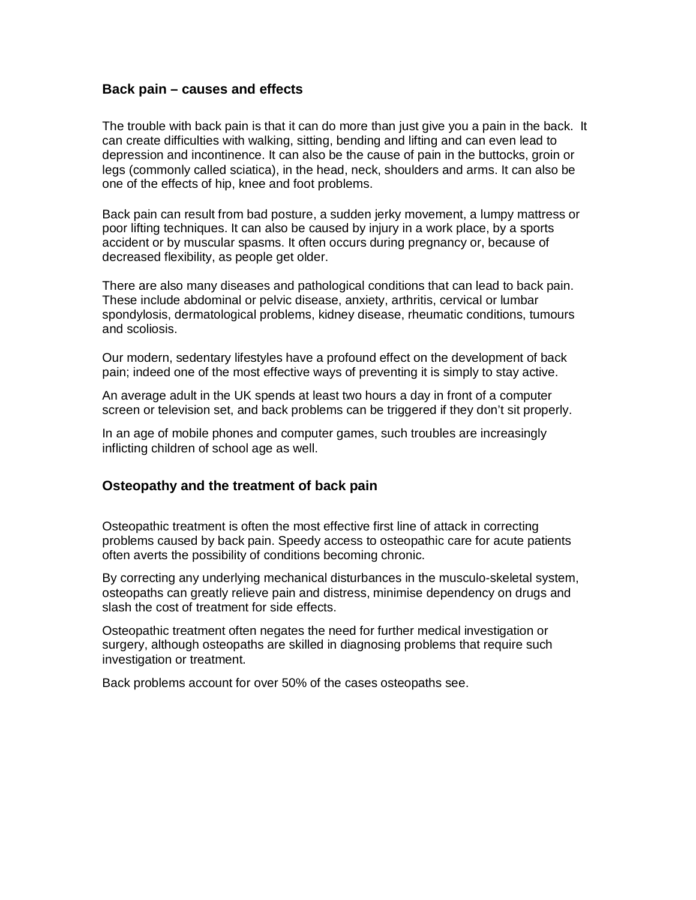## Back pain – causes and effects

The trouble with back pain is that it can do more than just give you a pain in the back. It can create difficulties with walking, sitting, bending and lifting and can even lead to depression and incontinence. It can also be the cause of pain in the buttocks, groin or legs (commonly called sciatica), in the head, neck, shoulders and arms. It can also be one of the effects of hip, knee and foot problems.

Back pain can result from bad posture, a sudden jerky movement, a lumpy mattress or poor lifting techniques. It can also be caused by injury in a work place, by a sports accident or by muscular spasms. It often occurs during pregnancy or, because of decreased flexibility, as people get older.

There are also many diseases and pathological conditions that can lead to back pain. These include abdominal or pelvic disease, anxiety, arthritis, cervical or lumbar spondylosis, dermatological problems, kidney disease, rheumatic conditions, tumours and scoliosis.

Our modern, sedentary lifestyles have a profound effect on the development of back pain; indeed one of the most effective ways of preventing it is simply to stay active.

An average adult in the UK spends at least two hours a day in front of a computer screen or television set, and back problems can be triggered if they don't sit properly.

In an age of mobile phones and computer games, such troubles are increasingly inflicting children of school age as well.

## Osteopathy and the treatment of back pain

Osteopathic treatment is often the most effective first line of attack in correcting problems caused by back pain. Speedy access to osteopathic care for acute patients often averts the possibility of conditions becoming chronic.

By correcting any underlying mechanical disturbances in the musculo-skeletal system, osteopaths can greatly relieve pain and distress, minimise dependency on drugs and slash the cost of treatment for side effects.

Osteopathic treatment often negates the need for further medical investigation or surgery, although osteopaths are skilled in diagnosing problems that require such investigation or treatment.

Back problems account for over 50% of the cases osteopaths see.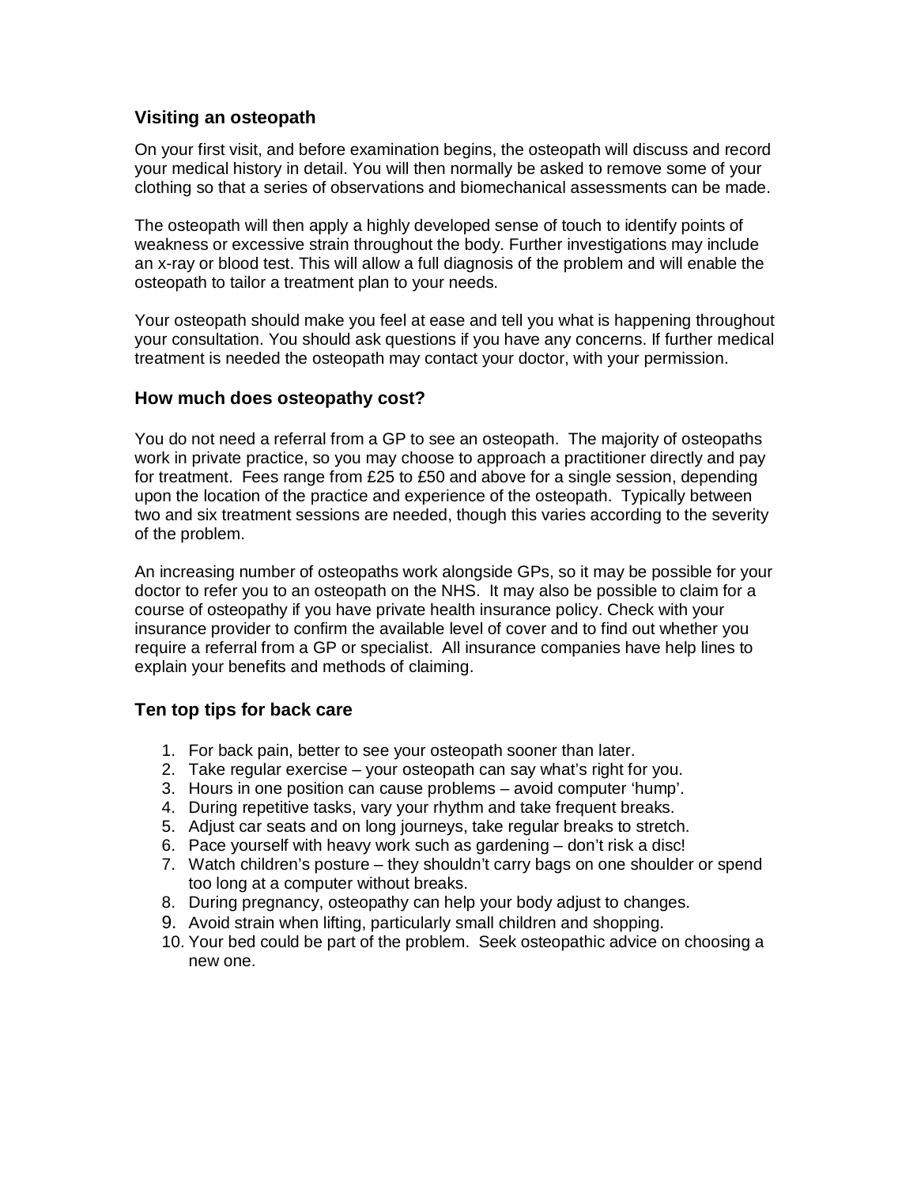## Visiting an osteopath

On your first visit, and before examination begins, the osteopath will discuss and record your medical history in detail. You will then normally be asked to remove some of your clothing so that a series of observations and biomechanical assessments can be made.

The osteopath will then apply a highly developed sense of touch to identify points of weakness or excessive strain throughout the body. Further investigations may include an x-ray or blood test. This will allow a full diagnosis of the problem and will enable the osteopath to tailor a treatment plan to your needs.

Your osteopath should make you feel at ease and tell you what is happening throughout your consultation. You should ask questions if you have any concerns. If further medical treatment is needed the osteopath may contact your doctor, with your permission.

## How much does osteopathy cost?

You do not need a referral from a GP to see an osteopath. The majority of osteopaths work in private practice, so you may choose to approach a practitioner directly and pay for treatment. Fees range from £25 to £50 and above for a single session, depending upon the location of the practice and experience of the osteopath. Typically between two and six treatment sessions are needed, though this varies according to the severity of the problem.

An increasing number of osteopaths work alongside GPs, so it may be possible for your doctor to refer you to an osteopath on the NHS. It may also be possible to claim for a course of osteopathy if you have private health insurance policy. Check with your insurance provider to confirm the available level of cover and to find out whether you require a referral from a GP or specialist. All insurance companies have help lines to explain your benefits and methods of claiming.

## Ten top tips for back care

1. For back pain, better to see your osteopath sooner than later.
2. Take regular exercise – your osteopath can say what's right for you.
3. Hours in one position can cause problems – avoid computer 'hump'.
4. During repetitive tasks, vary your rhythm and take frequent breaks.
5. Adjust car seats and on long journeys, take regular breaks to stretch.
6. Pace yourself with heavy work such as gardening – don't risk a disc!
7. Watch children's posture – they shouldn't carry bags on one shoulder or spend too long at a computer without breaks.
8. During pregnancy, osteopathy can help your body adjust to changes.
9. Avoid strain when lifting, particularly small children and shopping.
10. Your bed could be part of the problem. Seek osteopathic advice on choosing a new one.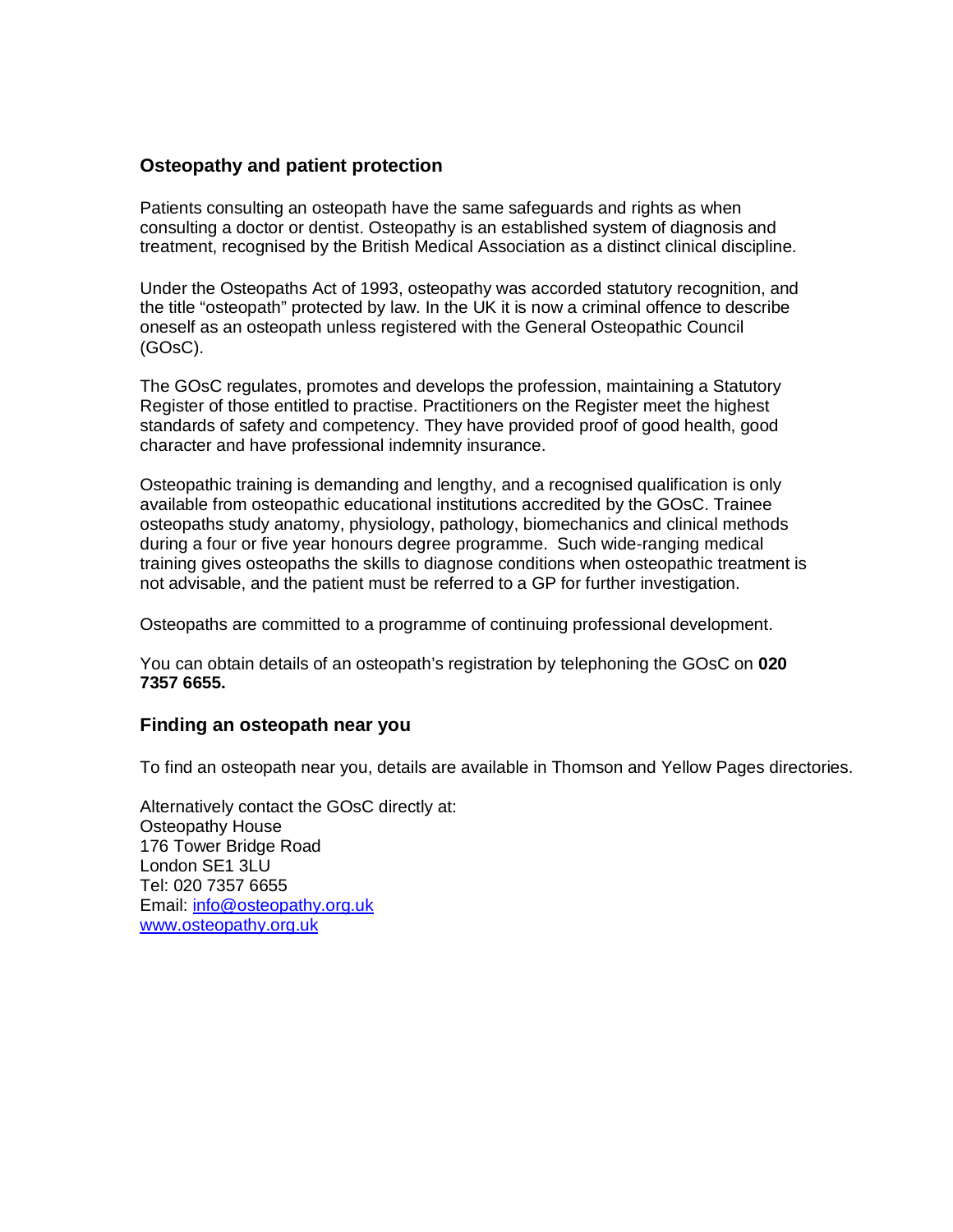## Osteopathy and patient protection

Patients consulting an osteopath have the same safeguards and rights as when consulting a doctor or dentist. Osteopathy is an established system of diagnosis and treatment, recognised by the British Medical Association as a distinct clinical discipline.

Under the Osteopaths Act of 1993, osteopathy was accorded statutory recognition, and the title "osteopath" protected by law. In the UK it is now a criminal offence to describe oneself as an osteopath unless registered with the General Osteopathic Council (GOsC).

The GOsC regulates, promotes and develops the profession, maintaining a Statutory Register of those entitled to practise. Practitioners on the Register meet the highest standards of safety and competency. They have provided proof of good health, good character and have professional indemnity insurance.

Osteopathic training is demanding and lengthy, and a recognised qualification is only available from osteopathic educational institutions accredited by the GOsC. Trainee osteopaths study anatomy, physiology, pathology, biomechanics and clinical methods during a four or five year honours degree programme. Such wide-ranging medical training gives osteopaths the skills to diagnose conditions when osteopathic treatment is not advisable, and the patient must be referred to a GP for further investigation.

Osteopaths are committed to a programme of continuing professional development.

You can obtain details of an osteopath's registration by telephoning the GOsC on **020 7357 6655.**

## Finding an osteopath near you

To find an osteopath near you, details are available in Thomson and Yellow Pages directories.

Alternatively contact the GOsC directly at:
Osteopathy House
176 Tower Bridge Road
London SE1 3LU
Tel: 020 7357 6655
Email: info@osteopathy.org.uk
www.osteopathy.org.uk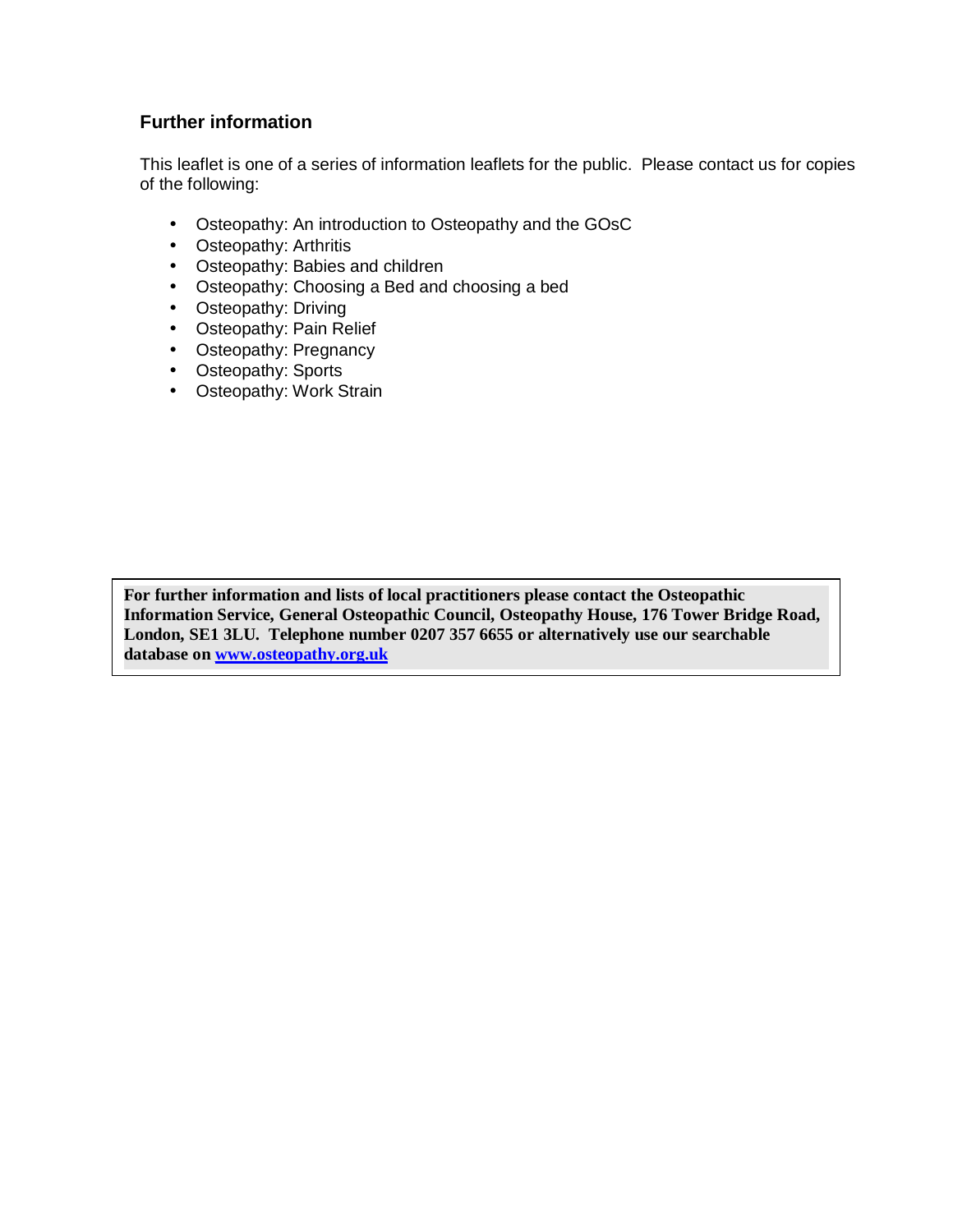## Further information

This leaflet is one of a series of information leaflets for the public. Please contact us for copies of the following:

- Osteopathy: An introduction to Osteopathy and the GOsC
- Osteopathy: Arthritis
- Osteopathy: Babies and children
- Osteopathy: Choosing a Bed and choosing a bed
- Osteopathy: Driving
- Osteopathy: Pain Relief
- Osteopathy: Pregnancy
- Osteopathy: Sports
- Osteopathy: Work Strain

**For further information and lists of local practitioners please contact the Osteopathic Information Service, General Osteopathic Council, Osteopathy House, 176 Tower Bridge Road, London, SE1 3LU. Telephone number 0207 357 6655 or alternatively use our searchable database on [www.osteopathy.org.uk](http://www.osteopathy.org.uk)**